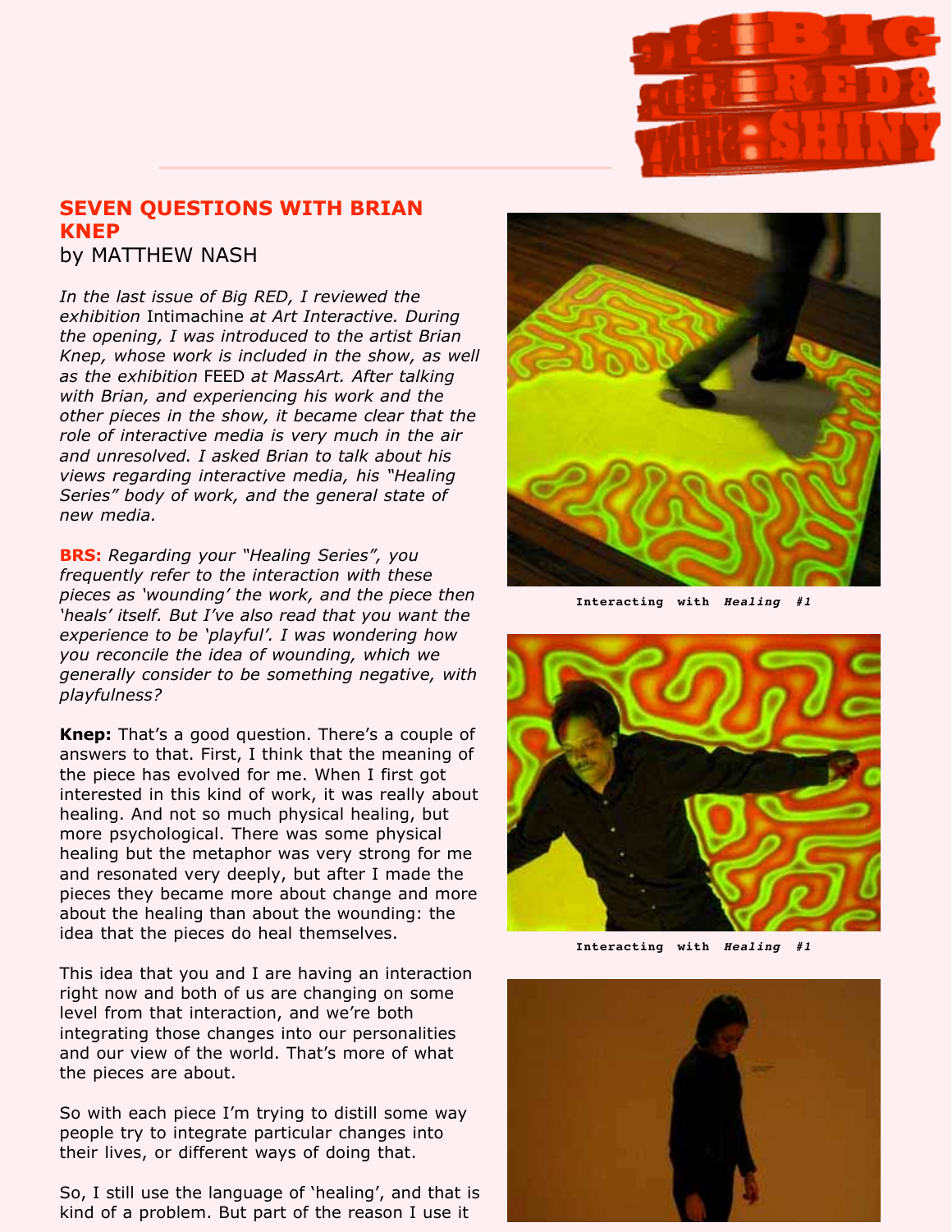## SEVEN QUESTIONS WITH BRIAN KNEP

by MATTHEW NASH

*In the last issue of Big RED, I reviewed the exhibition* Intimachine *at Art Interactive. During the opening, I was introduced to the artist Brian Knep, whose work is included in the show, as well as the exhibition* FEED *at MassArt. After talking with Brian, and experiencing his work and the other pieces in the show, it became clear that the role of interactive media is very much in the air and unresolved. I asked Brian to talk about his views regarding interactive media, his "Healing Series" body of work, and the general state of new media.*

**BRS:** *Regarding your "Healing Series", you frequently refer to the interaction with these pieces as 'wounding' the work, and the piece then 'heals' itself. But I've also read that you want the experience to be 'playful'. I was wondering how you reconcile the idea of wounding, which we generally consider to be something negative, with playfulness?*

**Knep:** That's a good question. There's a couple of answers to that. First, I think that the meaning of the piece has evolved for me. When I first got interested in this kind of work, it was really about healing. And not so much physical healing, but more psychological. There was some physical healing but the metaphor was very strong for me and resonated very deeply, but after I made the pieces they became more about change and more about the healing than about the wounding: the idea that the pieces do heal themselves.

This idea that you and I are having an interaction right now and both of us are changing on some level from that interaction, and we're both integrating those changes into our personalities and our view of the world. That's more of what the pieces are about.

So with each piece I'm trying to distill some way people try to integrate particular changes into their lives, or different ways of doing that.

So, I still use the language of 'healing', and that is kind of a problem. But part of the reason I use it

Interacting with *Healing #1*

Interacting with *Healing #1*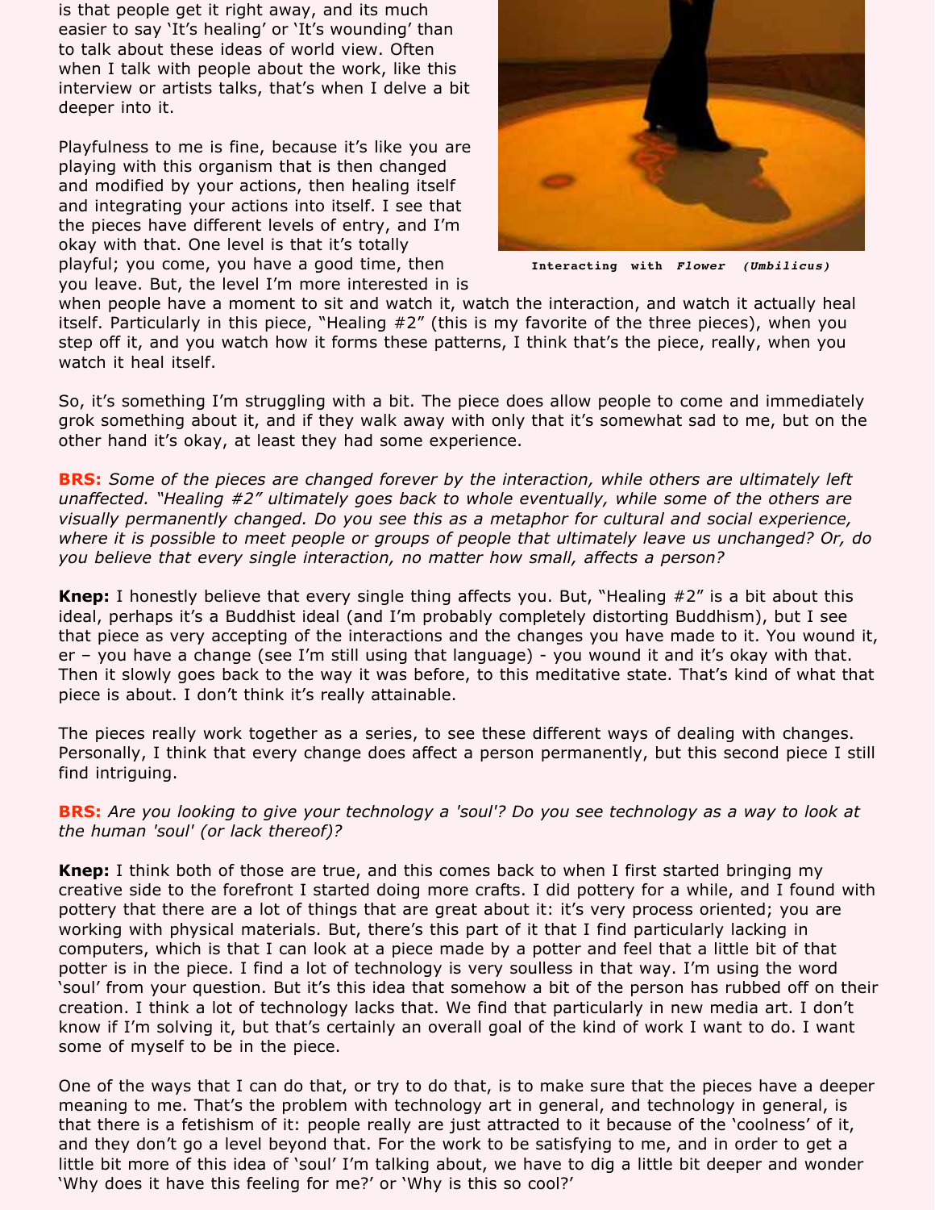is that people get it right away, and its much easier to say 'It's healing' or 'It's wounding' than to talk about these ideas of world view. Often when I talk with people about the work, like this interview or artists talks, that's when I delve a bit deeper into it.

Playfulness to me is fine, because it's like you are playing with this organism that is then changed and modified by your actions, then healing itself and integrating your actions into itself. I see that the pieces have different levels of entry, and I'm okay with that. One level is that it's totally playful; you come, you have a good time, then you leave. But, the level I'm more interested in is when people have a moment to sit and watch it, watch the interaction, and watch it actually heal itself. Particularly in this piece, "Healing #2" (this is my favorite of the three pieces), when you step off it, and you watch how it forms these patterns, I think that's the piece, really, when you watch it heal itself.

**Interacting with *Flower (Umbilicus)***

So, it's something I'm struggling with a bit. The piece does allow people to come and immediately grok something about it, and if they walk away with only that it's somewhat sad to me, but on the other hand it's okay, at least they had some experience.

**BRS:** *Some of the pieces are changed forever by the interaction, while others are ultimately left unaffected. "Healing #2" ultimately goes back to whole eventually, while some of the others are visually permanently changed. Do you see this as a metaphor for cultural and social experience, where it is possible to meet people or groups of people that ultimately leave us unchanged? Or, do you believe that every single interaction, no matter how small, affects a person?*

**Knep:** I honestly believe that every single thing affects you. But, "Healing #2" is a bit about this ideal, perhaps it's a Buddhist ideal (and I'm probably completely distorting Buddhism), but I see that piece as very accepting of the interactions and the changes you have made to it. You wound it, er – you have a change (see I'm still using that language) - you wound it and it's okay with that. Then it slowly goes back to the way it was before, to this meditative state. That's kind of what that piece is about. I don't think it's really attainable.

The pieces really work together as a series, to see these different ways of dealing with changes. Personally, I think that every change does affect a person permanently, but this second piece I still find intriguing.

**BRS:** *Are you looking to give your technology a 'soul'? Do you see technology as a way to look at the human 'soul' (or lack thereof)?*

**Knep:** I think both of those are true, and this comes back to when I first started bringing my creative side to the forefront I started doing more crafts. I did pottery for a while, and I found with pottery that there are a lot of things that are great about it: it's very process oriented; you are working with physical materials. But, there's this part of it that I find particularly lacking in computers, which is that I can look at a piece made by a potter and feel that a little bit of that potter is in the piece. I find a lot of technology is very soulless in that way. I'm using the word 'soul' from your question. But it's this idea that somehow a bit of the person has rubbed off on their creation. I think a lot of technology lacks that. We find that particularly in new media art. I don't know if I'm solving it, but that's certainly an overall goal of the kind of work I want to do. I want some of myself to be in the piece.

One of the ways that I can do that, or try to do that, is to make sure that the pieces have a deeper meaning to me. That's the problem with technology art in general, and technology in general, is that there is a fetishism of it: people really are just attracted to it because of the 'coolness' of it, and they don't go a level beyond that. For the work to be satisfying to me, and in order to get a little bit more of this idea of 'soul' I'm talking about, we have to dig a little bit deeper and wonder 'Why does it have this feeling for me?' or 'Why is this so cool?'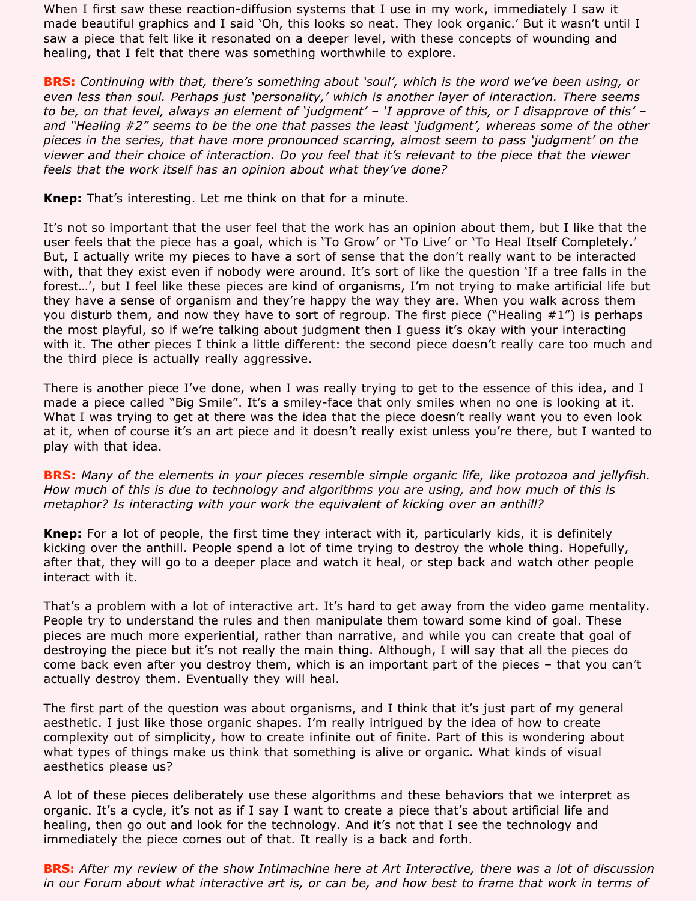When I first saw these reaction-diffusion systems that I use in my work, immediately I saw it made beautiful graphics and I said 'Oh, this looks so neat. They look organic.' But it wasn't until I saw a piece that felt like it resonated on a deeper level, with these concepts of wounding and healing, that I felt that there was something worthwhile to explore.

**BRS:** *Continuing with that, there's something about 'soul', which is the word we've been using, or even less than soul. Perhaps just 'personality,' which is another layer of interaction. There seems to be, on that level, always an element of 'judgment' – 'I approve of this, or I disapprove of this' – and "Healing #2" seems to be the one that passes the least 'judgment', whereas some of the other pieces in the series, that have more pronounced scarring, almost seem to pass 'judgment' on the viewer and their choice of interaction. Do you feel that it's relevant to the piece that the viewer feels that the work itself has an opinion about what they've done?*

**Knep:** That's interesting. Let me think on that for a minute.

It's not so important that the user feel that the work has an opinion about them, but I like that the user feels that the piece has a goal, which is 'To Grow' or 'To Live' or 'To Heal Itself Completely.' But, I actually write my pieces to have a sort of sense that the don't really want to be interacted with, that they exist even if nobody were around. It's sort of like the question 'If a tree falls in the forest…', but I feel like these pieces are kind of organisms, I'm not trying to make artificial life but they have a sense of organism and they're happy the way they are. When you walk across them you disturb them, and now they have to sort of regroup. The first piece ("Healing #1") is perhaps the most playful, so if we're talking about judgment then I guess it's okay with your interacting with it. The other pieces I think a little different: the second piece doesn't really care too much and the third piece is actually really aggressive.

There is another piece I've done, when I was really trying to get to the essence of this idea, and I made a piece called "Big Smile". It's a smiley-face that only smiles when no one is looking at it. What I was trying to get at there was the idea that the piece doesn't really want you to even look at it, when of course it's an art piece and it doesn't really exist unless you're there, but I wanted to play with that idea.

**BRS:** *Many of the elements in your pieces resemble simple organic life, like protozoa and jellyfish. How much of this is due to technology and algorithms you are using, and how much of this is metaphor? Is interacting with your work the equivalent of kicking over an anthill?*

**Knep:** For a lot of people, the first time they interact with it, particularly kids, it is definitely kicking over the anthill. People spend a lot of time trying to destroy the whole thing. Hopefully, after that, they will go to a deeper place and watch it heal, or step back and watch other people interact with it.

That's a problem with a lot of interactive art. It's hard to get away from the video game mentality. People try to understand the rules and then manipulate them toward some kind of goal. These pieces are much more experiential, rather than narrative, and while you can create that goal of destroying the piece but it's not really the main thing. Although, I will say that all the pieces do come back even after you destroy them, which is an important part of the pieces – that you can't actually destroy them. Eventually they will heal.

The first part of the question was about organisms, and I think that it's just part of my general aesthetic. I just like those organic shapes. I'm really intrigued by the idea of how to create complexity out of simplicity, how to create infinite out of finite. Part of this is wondering about what types of things make us think that something is alive or organic. What kinds of visual aesthetics please us?

A lot of these pieces deliberately use these algorithms and these behaviors that we interpret as organic. It's a cycle, it's not as if I say I want to create a piece that's about artificial life and healing, then go out and look for the technology. And it's not that I see the technology and immediately the piece comes out of that. It really is a back and forth.

**BRS:** *After my review of the show Intimachine here at Art Interactive, there was a lot of discussion in our Forum about what interactive art is, or can be, and how best to frame that work in terms of*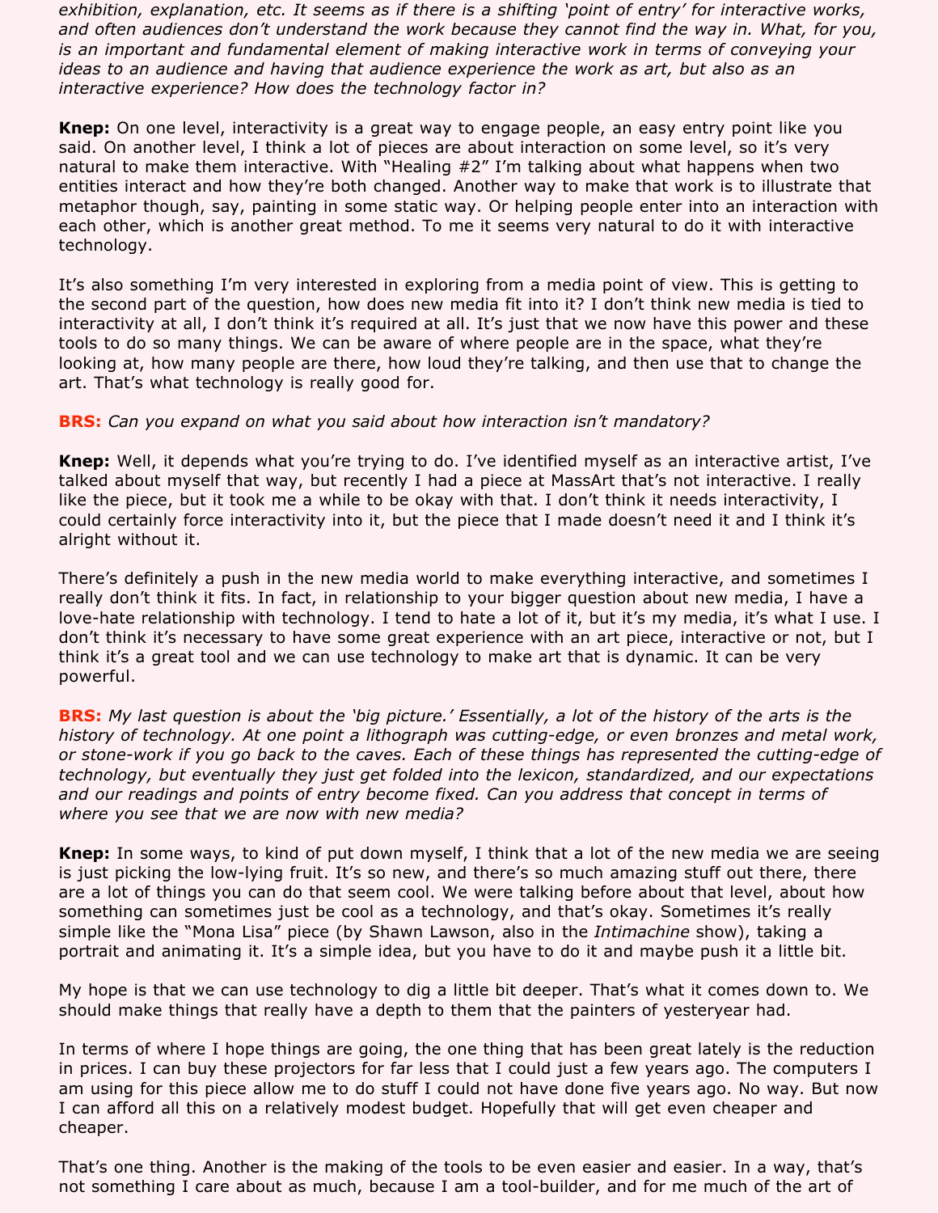*exhibition, explanation, etc. It seems as if there is a shifting 'point of entry' for interactive works, and often audiences don't understand the work because they cannot find the way in. What, for you, is an important and fundamental element of making interactive work in terms of conveying your ideas to an audience and having that audience experience the work as art, but also as an interactive experience? How does the technology factor in?*

**Knep:** On one level, interactivity is a great way to engage people, an easy entry point like you said. On another level, I think a lot of pieces are about interaction on some level, so it's very natural to make them interactive. With "Healing #2" I'm talking about what happens when two entities interact and how they're both changed. Another way to make that work is to illustrate that metaphor though, say, painting in some static way. Or helping people enter into an interaction with each other, which is another great method. To me it seems very natural to do it with interactive technology.

It's also something I'm very interested in exploring from a media point of view. This is getting to the second part of the question, how does new media fit into it? I don't think new media is tied to interactivity at all, I don't think it's required at all. It's just that we now have this power and these tools to do so many things. We can be aware of where people are in the space, what they're looking at, how many people are there, how loud they're talking, and then use that to change the art. That's what technology is really good for.

**BRS:** *Can you expand on what you said about how interaction isn't mandatory?*

**Knep:** Well, it depends what you're trying to do. I've identified myself as an interactive artist, I've talked about myself that way, but recently I had a piece at MassArt that's not interactive. I really like the piece, but it took me a while to be okay with that. I don't think it needs interactivity, I could certainly force interactivity into it, but the piece that I made doesn't need it and I think it's alright without it.

There's definitely a push in the new media world to make everything interactive, and sometimes I really don't think it fits. In fact, in relationship to your bigger question about new media, I have a love-hate relationship with technology. I tend to hate a lot of it, but it's my media, it's what I use. I don't think it's necessary to have some great experience with an art piece, interactive or not, but I think it's a great tool and we can use technology to make art that is dynamic. It can be very powerful.

**BRS:** *My last question is about the 'big picture.' Essentially, a lot of the history of the arts is the history of technology. At one point a lithograph was cutting-edge, or even bronzes and metal work, or stone-work if you go back to the caves. Each of these things has represented the cutting-edge of technology, but eventually they just get folded into the lexicon, standardized, and our expectations and our readings and points of entry become fixed. Can you address that concept in terms of where you see that we are now with new media?*

**Knep:** In some ways, to kind of put down myself, I think that a lot of the new media we are seeing is just picking the low-lying fruit. It's so new, and there's so much amazing stuff out there, there are a lot of things you can do that seem cool. We were talking before about that level, about how something can sometimes just be cool as a technology, and that's okay. Sometimes it's really simple like the "Mona Lisa" piece (by Shawn Lawson, also in the *Intimachine* show), taking a portrait and animating it. It's a simple idea, but you have to do it and maybe push it a little bit.

My hope is that we can use technology to dig a little bit deeper. That's what it comes down to. We should make things that really have a depth to them that the painters of yesteryear had.

In terms of where I hope things are going, the one thing that has been great lately is the reduction in prices. I can buy these projectors for far less that I could just a few years ago. The computers I am using for this piece allow me to do stuff I could not have done five years ago. No way. But now I can afford all this on a relatively modest budget. Hopefully that will get even cheaper and cheaper.

That's one thing. Another is the making of the tools to be even easier and easier. In a way, that's not something I care about as much, because I am a tool-builder, and for me much of the art of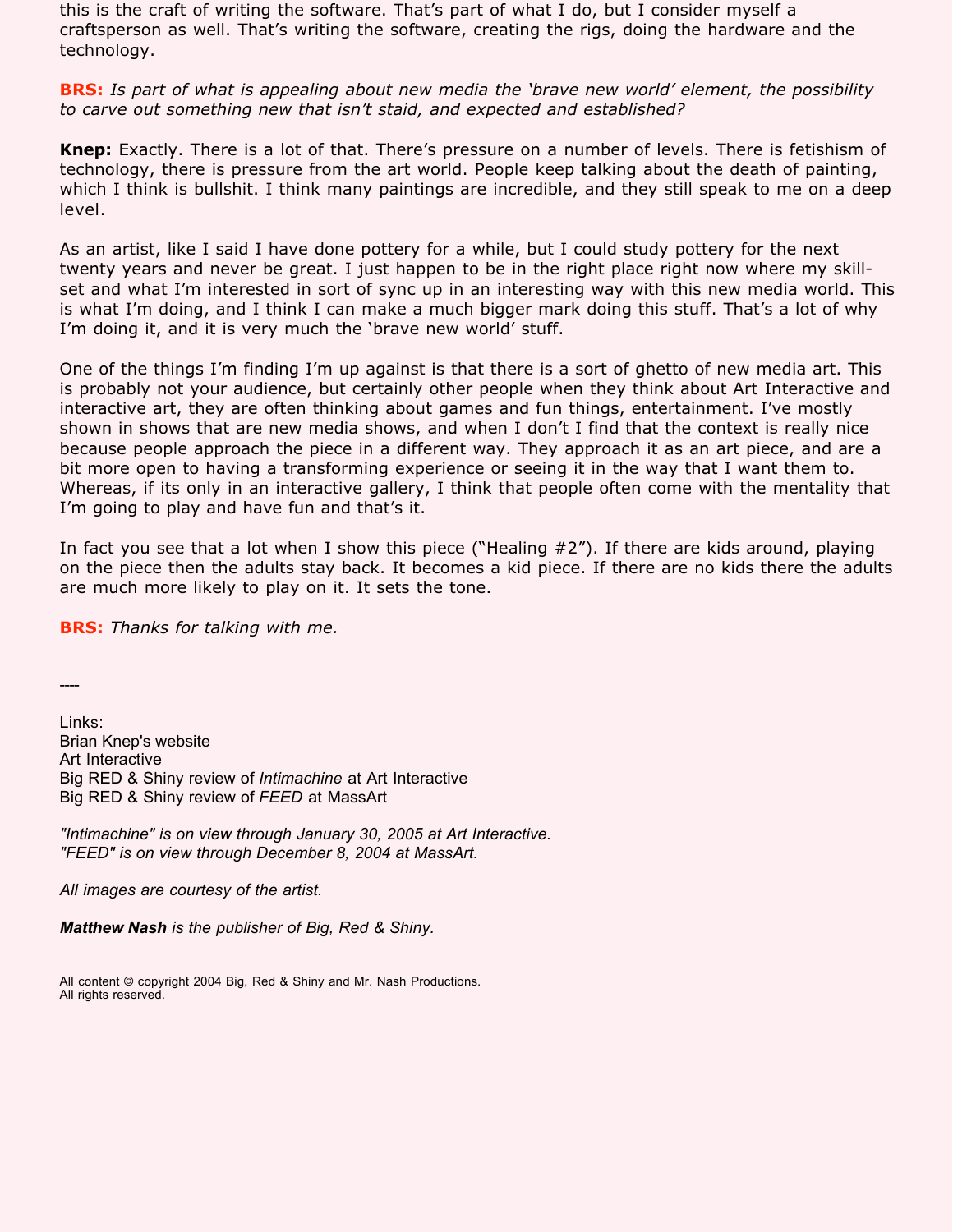this is the craft of writing the software. That's part of what I do, but I consider myself a craftsperson as well. That's writing the software, creating the rigs, doing the hardware and the technology.

**BRS:** *Is part of what is appealing about new media the 'brave new world' element, the possibility to carve out something new that isn't staid, and expected and established?*

**Knep:** Exactly. There is a lot of that. There's pressure on a number of levels. There is fetishism of technology, there is pressure from the art world. People keep talking about the death of painting, which I think is bullshit. I think many paintings are incredible, and they still speak to me on a deep level.

As an artist, like I said I have done pottery for a while, but I could study pottery for the next twenty years and never be great. I just happen to be in the right place right now where my skill-set and what I'm interested in sort of sync up in an interesting way with this new media world. This is what I'm doing, and I think I can make a much bigger mark doing this stuff. That's a lot of why I'm doing it, and it is very much the 'brave new world' stuff.

One of the things I'm finding I'm up against is that there is a sort of ghetto of new media art. This is probably not your audience, but certainly other people when they think about Art Interactive and interactive art, they are often thinking about games and fun things, entertainment. I've mostly shown in shows that are new media shows, and when I don't I find that the context is really nice because people approach the piece in a different way. They approach it as an art piece, and are a bit more open to having a transforming experience or seeing it in the way that I want them to. Whereas, if its only in an interactive gallery, I think that people often come with the mentality that I'm going to play and have fun and that's it.

In fact you see that a lot when I show this piece ("Healing #2"). If there are kids around, playing on the piece then the adults stay back. It becomes a kid piece. If there are no kids there the adults are much more likely to play on it. It sets the tone.

**BRS:** *Thanks for talking with me.*

----

Links:
Brian Knep's website
Art Interactive
Big RED & Shiny review of *Intimachine* at Art Interactive
Big RED & Shiny review of *FEED* at MassArt

*"Intimachine" is on view through January 30, 2005 at Art Interactive.*
*"FEED" is on view through December 8, 2004 at MassArt.*

*All images are courtesy of the artist.*

***Matthew Nash*** *is the publisher of Big, Red & Shiny.*

All content © copyright 2004 Big, Red & Shiny and Mr. Nash Productions.
All rights reserved.